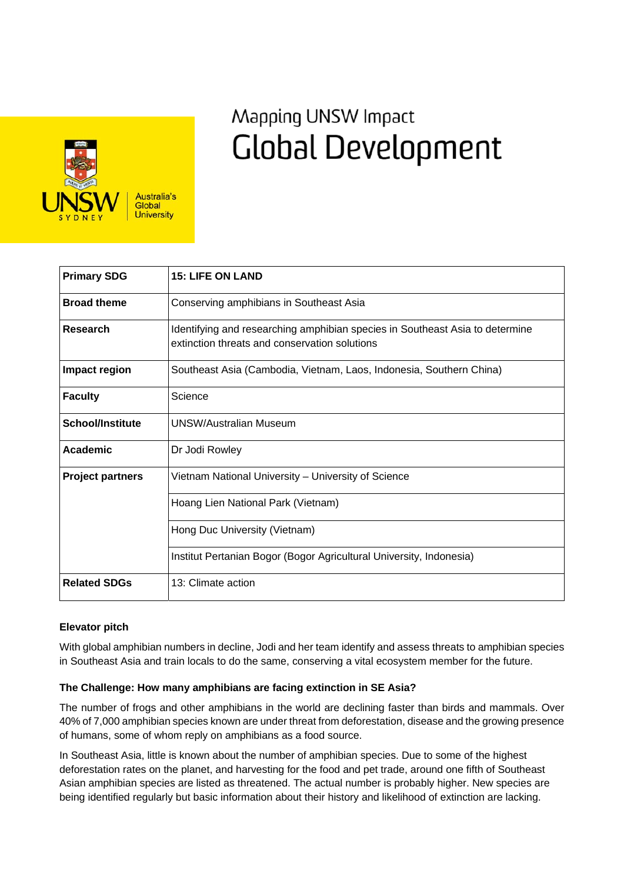Mapping UNSW Impact

# Global Development

| | |
|---|---|
| **Primary SDG** | **15: LIFE ON LAND** |
| **Broad theme** | Conserving amphibians in Southeast Asia |
| **Research** | Identifying and researching amphibian species in Southeast Asia to determine extinction threats and conservation solutions |
| **Impact region** | Southeast Asia (Cambodia, Vietnam, Laos, Indonesia, Southern China) |
| **Faculty** | Science |
| **School/Institute** | UNSW/Australian Museum |
| **Academic** | Dr Jodi Rowley |
| **Project partners** | Vietnam National University – University of Science |
| | Hoang Lien National Park (Vietnam) |
| | Hong Duc University (Vietnam) |
| | Institut Pertanian Bogor (Bogor Agricultural University, Indonesia) |
| **Related SDGs** | 13: Climate action |

### Elevator pitch

With global amphibian numbers in decline, Jodi and her team identify and assess threats to amphibian species in Southeast Asia and train locals to do the same, conserving a vital ecosystem member for the future.

### The Challenge: How many amphibians are facing extinction in SE Asia?

The number of frogs and other amphibians in the world are declining faster than birds and mammals. Over 40% of 7,000 amphibian species known are under threat from deforestation, disease and the growing presence of humans, some of whom reply on amphibians as a food source.

In Southeast Asia, little is known about the number of amphibian species. Due to some of the highest deforestation rates on the planet, and harvesting for the food and pet trade, around one fifth of Southeast Asian amphibian species are listed as threatened. The actual number is probably higher. New species are being identified regularly but basic information about their history and likelihood of extinction are lacking.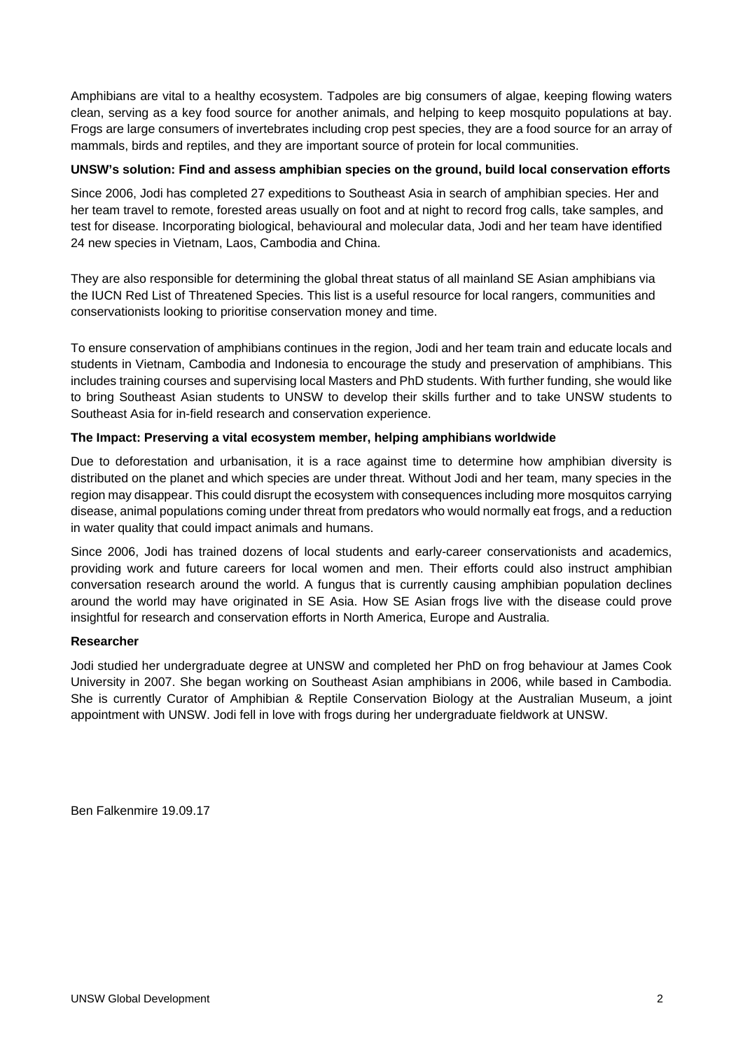Amphibians are vital to a healthy ecosystem. Tadpoles are big consumers of algae, keeping flowing waters clean, serving as a key food source for another animals, and helping to keep mosquito populations at bay. Frogs are large consumers of invertebrates including crop pest species, they are a food source for an array of mammals, birds and reptiles, and they are important source of protein for local communities.

**UNSW's solution: Find and assess amphibian species on the ground, build local conservation efforts**

Since 2006, Jodi has completed 27 expeditions to Southeast Asia in search of amphibian species. Her and her team travel to remote, forested areas usually on foot and at night to record frog calls, take samples, and test for disease. Incorporating biological, behavioural and molecular data, Jodi and her team have identified 24 new species in Vietnam, Laos, Cambodia and China.

They are also responsible for determining the global threat status of all mainland SE Asian amphibians via the IUCN Red List of Threatened Species. This list is a useful resource for local rangers, communities and conservationists looking to prioritise conservation money and time.

To ensure conservation of amphibians continues in the region, Jodi and her team train and educate locals and students in Vietnam, Cambodia and Indonesia to encourage the study and preservation of amphibians. This includes training courses and supervising local Masters and PhD students. With further funding, she would like to bring Southeast Asian students to UNSW to develop their skills further and to take UNSW students to Southeast Asia for in-field research and conservation experience.

**The Impact: Preserving a vital ecosystem member, helping amphibians worldwide**

Due to deforestation and urbanisation, it is a race against time to determine how amphibian diversity is distributed on the planet and which species are under threat. Without Jodi and her team, many species in the region may disappear. This could disrupt the ecosystem with consequences including more mosquitos carrying disease, animal populations coming under threat from predators who would normally eat frogs, and a reduction in water quality that could impact animals and humans.

Since 2006, Jodi has trained dozens of local students and early-career conservationists and academics, providing work and future careers for local women and men. Their efforts could also instruct amphibian conversation research around the world. A fungus that is currently causing amphibian population declines around the world may have originated in SE Asia. How SE Asian frogs live with the disease could prove insightful for research and conservation efforts in North America, Europe and Australia.

**Researcher**

Jodi studied her undergraduate degree at UNSW and completed her PhD on frog behaviour at James Cook University in 2007. She began working on Southeast Asian amphibians in 2006, while based in Cambodia. She is currently Curator of Amphibian & Reptile Conservation Biology at the Australian Museum, a joint appointment with UNSW. Jodi fell in love with frogs during her undergraduate fieldwork at UNSW.

Ben Falkenmire 19.09.17